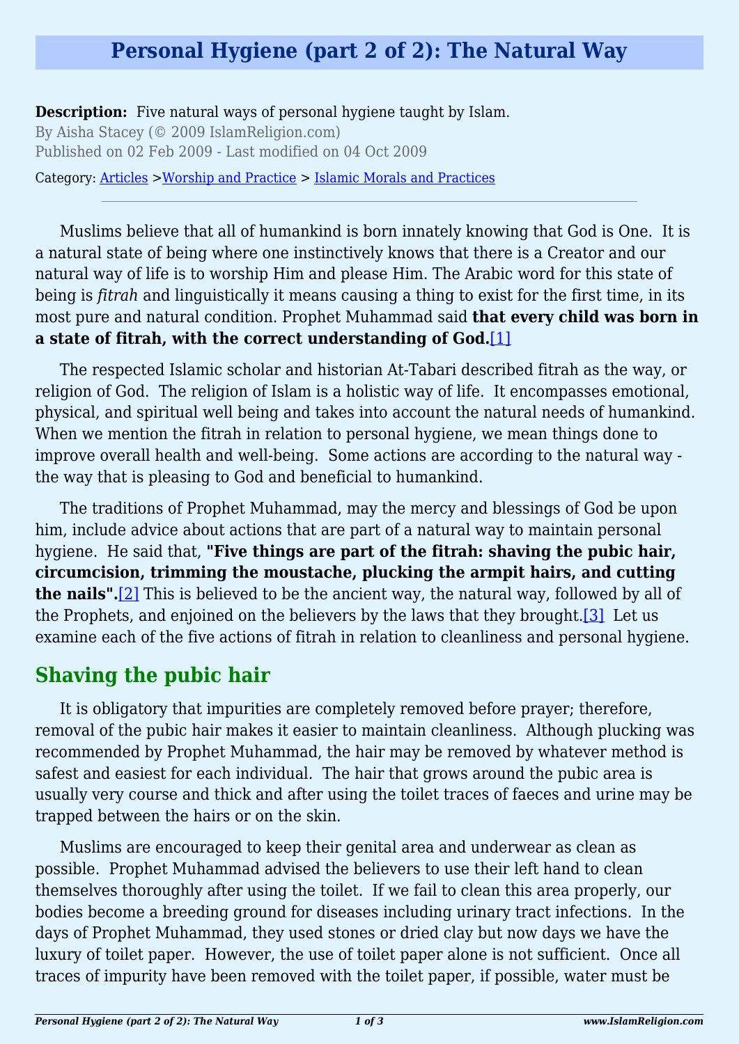# Personal Hygiene (part 2 of 2): The Natural Way

**Description:** Five natural ways of personal hygiene taught by Islam.

By Aisha Stacey (© 2009 IslamReligion.com)

Published on 02 Feb 2009 - Last modified on 04 Oct 2009

Category: Articles >Worship and Practice > Islamic Morals and Practices

---

Muslims believe that all of humankind is born innately knowing that God is One. It is a natural state of being where one instinctively knows that there is a Creator and our natural way of life is to worship Him and please Him. The Arabic word for this state of being is *fitrah* and linguistically it means causing a thing to exist for the first time, in its most pure and natural condition. Prophet Muhammad said **that every child was born in a state of fitrah, with the correct understanding of God.**[1]

The respected Islamic scholar and historian At-Tabari described fitrah as the way, or religion of God. The religion of Islam is a holistic way of life. It encompasses emotional, physical, and spiritual well being and takes into account the natural needs of humankind. When we mention the fitrah in relation to personal hygiene, we mean things done to improve overall health and well-being. Some actions are according to the natural way - the way that is pleasing to God and beneficial to humankind.

The traditions of Prophet Muhammad, may the mercy and blessings of God be upon him, include advice about actions that are part of a natural way to maintain personal hygiene. He said that, **"Five things are part of the fitrah: shaving the pubic hair, circumcision, trimming the moustache, plucking the armpit hairs, and cutting the nails".**[2] This is believed to be the ancient way, the natural way, followed by all of the Prophets, and enjoined on the believers by the laws that they brought.[3] Let us examine each of the five actions of fitrah in relation to cleanliness and personal hygiene.

## Shaving the pubic hair

It is obligatory that impurities are completely removed before prayer; therefore, removal of the pubic hair makes it easier to maintain cleanliness. Although plucking was recommended by Prophet Muhammad, the hair may be removed by whatever method is safest and easiest for each individual. The hair that grows around the pubic area is usually very course and thick and after using the toilet traces of faeces and urine may be trapped between the hairs or on the skin.

Muslims are encouraged to keep their genital area and underwear as clean as possible. Prophet Muhammad advised the believers to use their left hand to clean themselves thoroughly after using the toilet. If we fail to clean this area properly, our bodies become a breeding ground for diseases including urinary tract infections. In the days of Prophet Muhammad, they used stones or dried clay but now days we have the luxury of toilet paper. However, the use of toilet paper alone is not sufficient. Once all traces of impurity have been removed with the toilet paper, if possible, water must be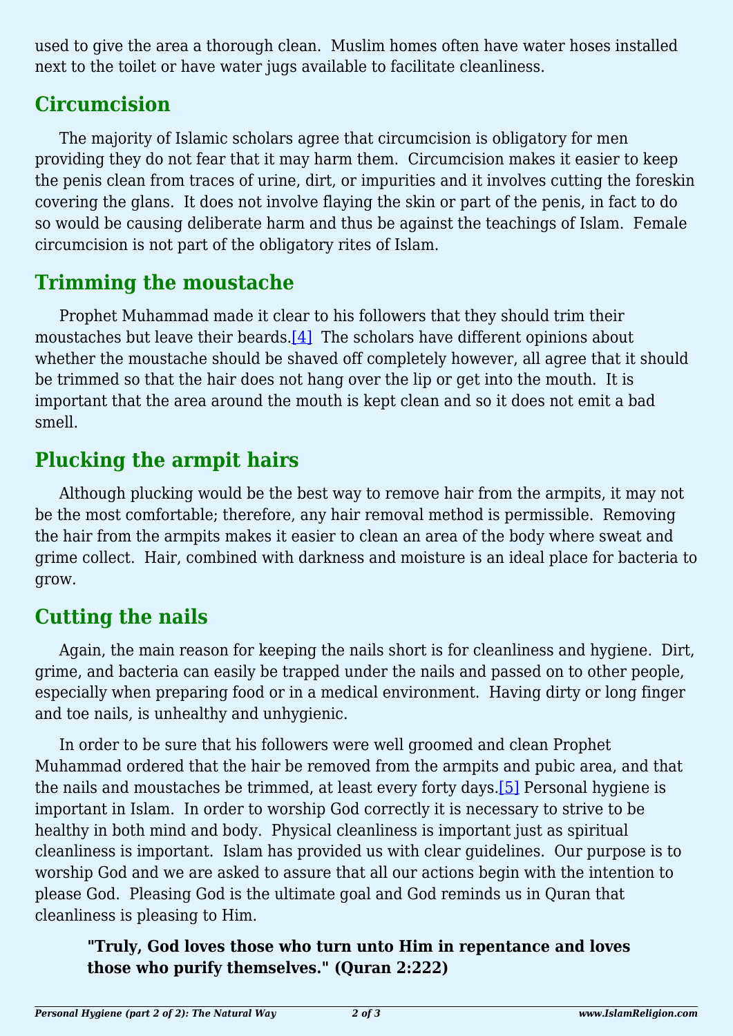used to give the area a thorough clean.  Muslim homes often have water hoses installed next to the toilet or have water jugs available to facilitate cleanliness.

## Circumcision

The majority of Islamic scholars agree that circumcision is obligatory for men providing they do not fear that it may harm them.  Circumcision makes it easier to keep the penis clean from traces of urine, dirt, or impurities and it involves cutting the foreskin covering the glans.  It does not involve flaying the skin or part of the penis, in fact to do so would be causing deliberate harm and thus be against the teachings of Islam.  Female circumcision is not part of the obligatory rites of Islam.

## Trimming the moustache

Prophet Muhammad made it clear to his followers that they should trim their moustaches but leave their beards.[4]  The scholars have different opinions about whether the moustache should be shaved off completely however, all agree that it should be trimmed so that the hair does not hang over the lip or get into the mouth.  It is important that the area around the mouth is kept clean and so it does not emit a bad smell.

## Plucking the armpit hairs

Although plucking would be the best way to remove hair from the armpits, it may not be the most comfortable; therefore, any hair removal method is permissible.  Removing the hair from the armpits makes it easier to clean an area of the body where sweat and grime collect.  Hair, combined with darkness and moisture is an ideal place for bacteria to grow.

## Cutting the nails

Again, the main reason for keeping the nails short is for cleanliness and hygiene.  Dirt, grime, and bacteria can easily be trapped under the nails and passed on to other people, especially when preparing food or in a medical environment.  Having dirty or long finger and toe nails, is unhealthy and unhygienic.

In order to be sure that his followers were well groomed and clean Prophet Muhammad ordered that the hair be removed from the armpits and pubic area, and that the nails and moustaches be trimmed, at least every forty days.[5] Personal hygiene is important in Islam.  In order to worship God correctly it is necessary to strive to be healthy in both mind and body.  Physical cleanliness is important just as spiritual cleanliness is important.  Islam has provided us with clear guidelines.  Our purpose is to worship God and we are asked to assure that all our actions begin with the intention to please God.  Pleasing God is the ultimate goal and God reminds us in Quran that cleanliness is pleasing to Him.

> **"Truly, God loves those who turn unto Him in repentance and loves those who purify themselves." (Quran 2:222)**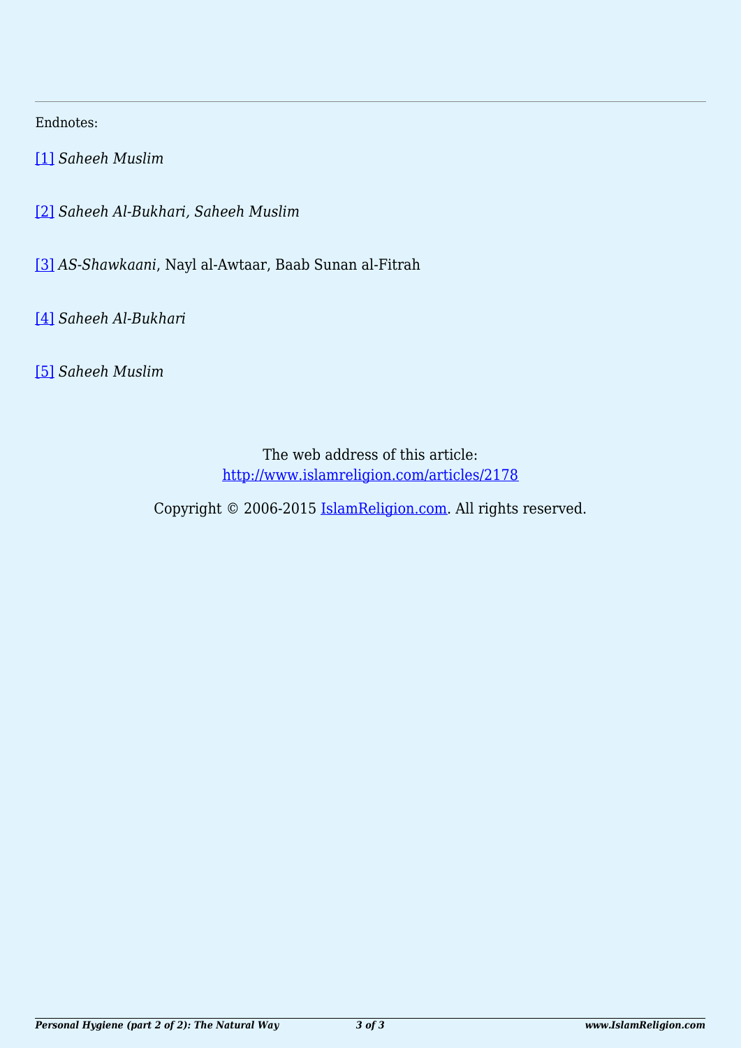Endnotes:

[1] *Saheeh Muslim*

[2] *Saheeh Al-Bukhari, Saheeh Muslim*

[3] *AS-Shawkaani*, Nayl al-Awtaar, Baab Sunan al-Fitrah

[4] *Saheeh Al-Bukhari*

[5] *Saheeh Muslim*

The web address of this article:
http://www.islamreligion.com/articles/2178

Copyright © 2006-2015 IslamReligion.com. All rights reserved.